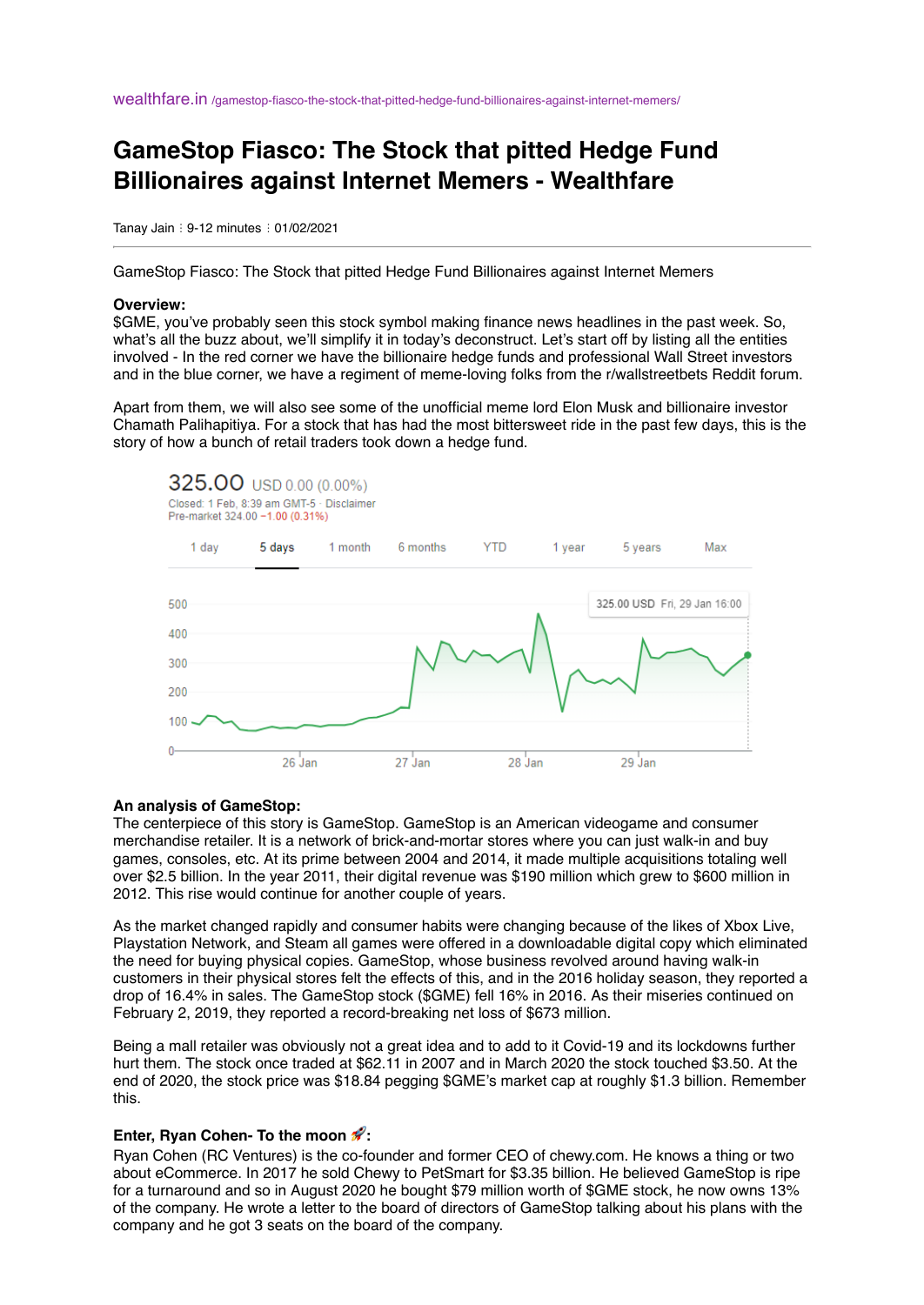wealthfare.in /gamestop-fiasco-the-stock-that-pitted-hedge-fund-billionaires-against-internet-memers/

# GameStop Fiasco: The Stock that pitted Hedge Fund Billionaires against Internet Memers - Wealthfare

Tanay Jain : 9-12 minutes : 01/02/2021

GameStop Fiasco: The Stock that pitted Hedge Fund Billionaires against Internet Memers

**Overview:**
$GME, you've probably seen this stock symbol making finance news headlines in the past week. So, what's all the buzz about, we'll simplify it in today's deconstruct. Let's start off by listing all the entities involved - In the red corner we have the billionaire hedge funds and professional Wall Street investors and in the blue corner, we have a regiment of meme-loving folks from the r/wallstreetbets Reddit forum.

Apart from them, we will also see some of the unofficial meme lord Elon Musk and billionaire investor Chamath Palihapitiya. For a stock that has had the most bittersweet ride in the past few days, this is the story of how a bunch of retail traders took down a hedge fund.

325.00 USD 0.00 (0.00%)
Closed: 1 Feb, 8:39 am GMT-5 · Disclaimer
Pre-market 324.00 −1.00 (0.31%)

1 day | 5 days | 1 month | 6 months | YTD | 1 year | 5 years | Max

325.00 USD Fri, 29 Jan 16:00

**An analysis of GameStop:**
The centerpiece of this story is GameStop. GameStop is an American videogame and consumer merchandise retailer. It is a network of brick-and-mortar stores where you can just walk-in and buy games, consoles, etc. At its prime between 2004 and 2014, it made multiple acquisitions totaling well over $2.5 billion. In the year 2011, their digital revenue was $190 million which grew to $600 million in 2012. This rise would continue for another couple of years.

As the market changed rapidly and consumer habits were changing because of the likes of Xbox Live, Playstation Network, and Steam all games were offered in a downloadable digital copy which eliminated the need for buying physical copies. GameStop, whose business revolved around having walk-in customers in their physical stores felt the effects of this, and in the 2016 holiday season, they reported a drop of 16.4% in sales. The GameStop stock ($GME) fell 16% in 2016. As their miseries continued on February 2, 2019, they reported a record-breaking net loss of $673 million.

Being a mall retailer was obviously not a great idea and to add to it Covid-19 and its lockdowns further hurt them. The stock once traded at $62.11 in 2007 and in March 2020 the stock touched $3.50. At the end of 2020, the stock price was $18.84 pegging $GME's market cap at roughly $1.3 billion. Remember this.

**Enter, Ryan Cohen- To the moon 🚀:**
Ryan Cohen (RC Ventures) is the co-founder and former CEO of chewy.com. He knows a thing or two about eCommerce. In 2017 he sold Chewy to PetSmart for $3.35 billion. He believed GameStop is ripe for a turnaround and so in August 2020 he bought $79 million worth of $GME stock, he now owns 13% of the company. He wrote a letter to the board of directors of GameStop talking about his plans with the company and he got 3 seats on the board of the company.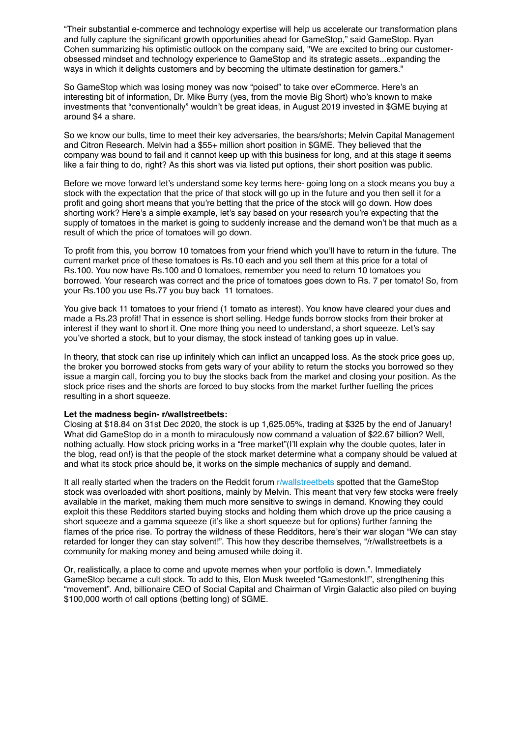“Their substantial e-commerce and technology expertise will help us accelerate our transformation plans and fully capture the significant growth opportunities ahead for GameStop,” said GameStop. Ryan Cohen summarizing his optimistic outlook on the company said, "We are excited to bring our customer-obsessed mindset and technology experience to GameStop and its strategic assets...expanding the ways in which it delights customers and by becoming the ultimate destination for gamers."

So GameStop which was losing money was now “poised” to take over eCommerce. Here’s an interesting bit of information, Dr. Mike Burry (yes, from the movie Big Short) who’s known to make investments that “conventionally” wouldn’t be great ideas, in August 2019 invested in $GME buying at around $4 a share.

So we know our bulls, time to meet their key adversaries, the bears/shorts; Melvin Capital Management and Citron Research. Melvin had a $55+ million short position in $GME. They believed that the company was bound to fail and it cannot keep up with this business for long, and at this stage it seems like a fair thing to do, right? As this short was via listed put options, their short position was public.

Before we move forward let’s understand some key terms here- going long on a stock means you buy a stock with the expectation that the price of that stock will go up in the future and you then sell it for a profit and going short means that you’re betting that the price of the stock will go down. How does shorting work? Here’s a simple example, let’s say based on your research you’re expecting that the supply of tomatoes in the market is going to suddenly increase and the demand won’t be that much as a result of which the price of tomatoes will go down.

To profit from this, you borrow 10 tomatoes from your friend which you’ll have to return in the future. The current market price of these tomatoes is Rs.10 each and you sell them at this price for a total of Rs.100. You now have Rs.100 and 0 tomatoes, remember you need to return 10 tomatoes you borrowed. Your research was correct and the price of tomatoes goes down to Rs. 7 per tomato! So, from your Rs.100 you use Rs.77 you buy back  11 tomatoes.

You give back 11 tomatoes to your friend (1 tomato as interest). You know have cleared your dues and made a Rs.23 profit! That in essence is short selling. Hedge funds borrow stocks from their broker at interest if they want to short it. One more thing you need to understand, a short squeeze. Let’s say you’ve shorted a stock, but to your dismay, the stock instead of tanking goes up in value.

In theory, that stock can rise up infinitely which can inflict an uncapped loss. As the stock price goes up, the broker you borrowed stocks from gets wary of your ability to return the stocks you borrowed so they issue a margin call, forcing you to buy the stocks back from the market and closing your position. As the stock price rises and the shorts are forced to buy stocks from the market further fuelling the prices resulting in a short squeeze.

**Let the madness begin- r/wallstreetbets:**

Closing at $18.84 on 31st Dec 2020, the stock is up 1,625.05%, trading at $325 by the end of January! What did GameStop do in a month to miraculously now command a valuation of $22.67 billion? Well, nothing actually. How stock pricing works in a “free market”(I’ll explain why the double quotes, later in the blog, read on!) is that the people of the stock market determine what a company should be valued at and what its stock price should be, it works on the simple mechanics of supply and demand.

It all really started when the traders on the Reddit forum r/wallstreetbets spotted that the GameStop stock was overloaded with short positions, mainly by Melvin. This meant that very few stocks were freely available in the market, making them much more sensitive to swings in demand. Knowing they could exploit this these Redditors started buying stocks and holding them which drove up the price causing a short squeeze and a gamma squeeze (it’s like a short squeeze but for options) further fanning the flames of the price rise. To portray the wildness of these Redditors, here’s their war slogan “We can stay retarded for longer they can stay solvent!”. This how they describe themselves, “/r/wallstreetbets is a community for making money and being amused while doing it.

Or, realistically, a place to come and upvote memes when your portfolio is down.”. Immediately GameStop became a cult stock. To add to this, Elon Musk tweeted “Gamestonk!!”, strengthening this “movement”. And, billionaire CEO of Social Capital and Chairman of Virgin Galactic also piled on buying $100,000 worth of call options (betting long) of $GME.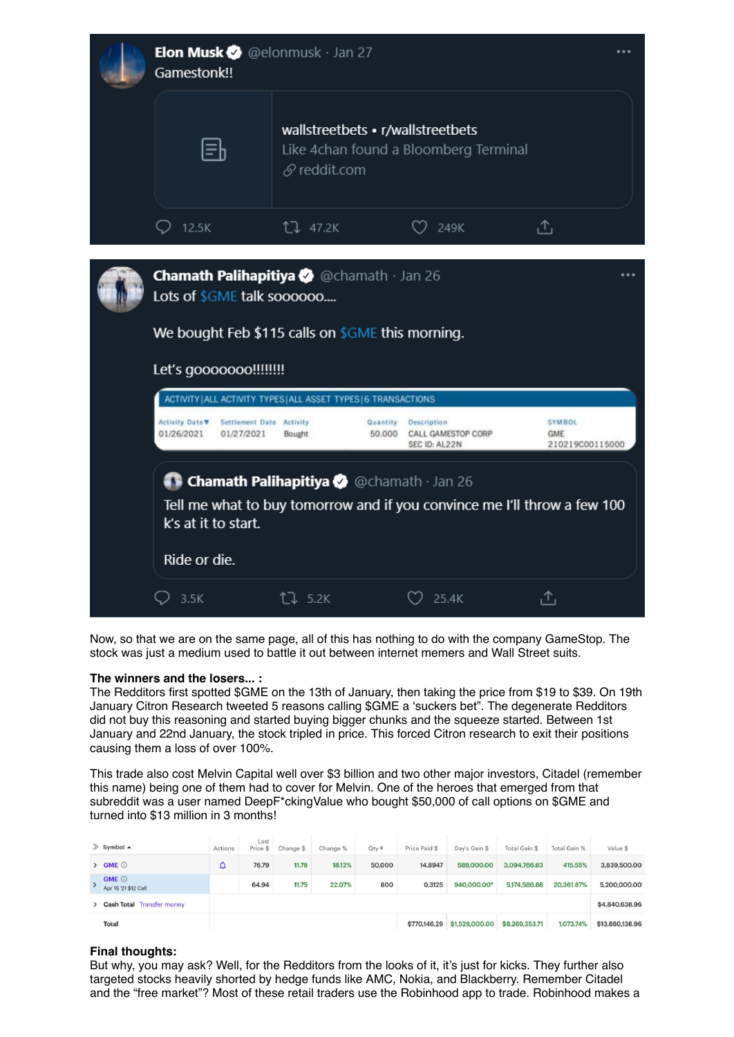**Elon Musk** @elonmusk · Jan 27

Gamestonk!!

wallstreetbets • r/wallstreetbets
Like 4chan found a Bloomberg Terminal
reddit.com

12.5K 47.2K 249K

**Chamath Palihapitiya** @chamath · Jan 26

Lots of $GME talk soooooo....

We bought Feb $115 calls on $GME this morning.

Let's gooooooo!!!!!!!

ACTIVITY | ALL ACTIVITY TYPES | ALL ASSET TYPES | 6 TRANSACTIONS

| Activity Date | Settlement Date | Activity | Quantity | Description | SYMBOL |
|---|---|---|---|---|---|
| 01/26/2021 | 01/27/2021 | Bought | 50.000 | CALL GAMESTOP CORP SEC ID: AL22N | GME 210219C00115000 |

**Chamath Palihapitiya** @chamath · Jan 26

Tell me what to buy tomorrow and if you convince me I'll throw a few 100 k's at it to start.

Ride or die.

3.5K 5.2K 25.4K

Now, so that we are on the same page, all of this has nothing to do with the company GameStop. The stock was just a medium used to battle it out between internet memers and Wall Street suits.

**The winners and the losers... :**

The Redditors first spotted $GME on the 13th of January, then taking the price from $19 to $39. On 19th January Citron Research tweeted 5 reasons calling $GME a 'suckers bet". The degenerate Redditors did not buy this reasoning and started buying bigger chunks and the squeeze started. Between 1st January and 22nd January, the stock tripled in price. This forced Citron research to exit their positions causing them a loss of over 100%.

This trade also cost Melvin Capital well over $3 billion and two other major investors, Citadel (remember this name) being one of them had to cover for Melvin. One of the heroes that emerged from that subreddit was a user named DeepF*ckingValue who bought $50,000 of call options on $GME and turned into $13 million in 3 months!

| Symbol | Actions | Last Price $ | Change $ | Change % | Qty # | Price Paid $ | Day's Gain $ | Total Gain $ | Total Gain % | Value $ |
|---|---|---|---|---|---|---|---|---|---|---|
| GME | | 76.79 | 11.78 | 18.12% | 50,000 | 14.8947 | 589,000.00 | 3,094,766.83 | 415.55% | 3,839,500.00 |
| GME Apr 16 '21 $12 Call | | 64.94 | 11.75 | 22.07% | 800 | 0.3125 | 940,000.00* | 5,174,586.88 | 20,361.87% | 5,200,000.00 |
| Cash Total Transfer money | | | | | | | | | | $4,840,638.96 |
| Total | | | | | | $770,146.29 | $1,529,000.00 | $8,269,353.71 | 1,073.74% | $13,880,138.96 |

**Final thoughts:**

But why, you may ask? Well, for the Redditors from the looks of it, it's just for kicks. They further also targeted stocks heavily shorted by hedge funds like AMC, Nokia, and Blackberry. Remember Citadel and the "free market"? Most of these retail traders use the Robinhood app to trade. Robinhood makes a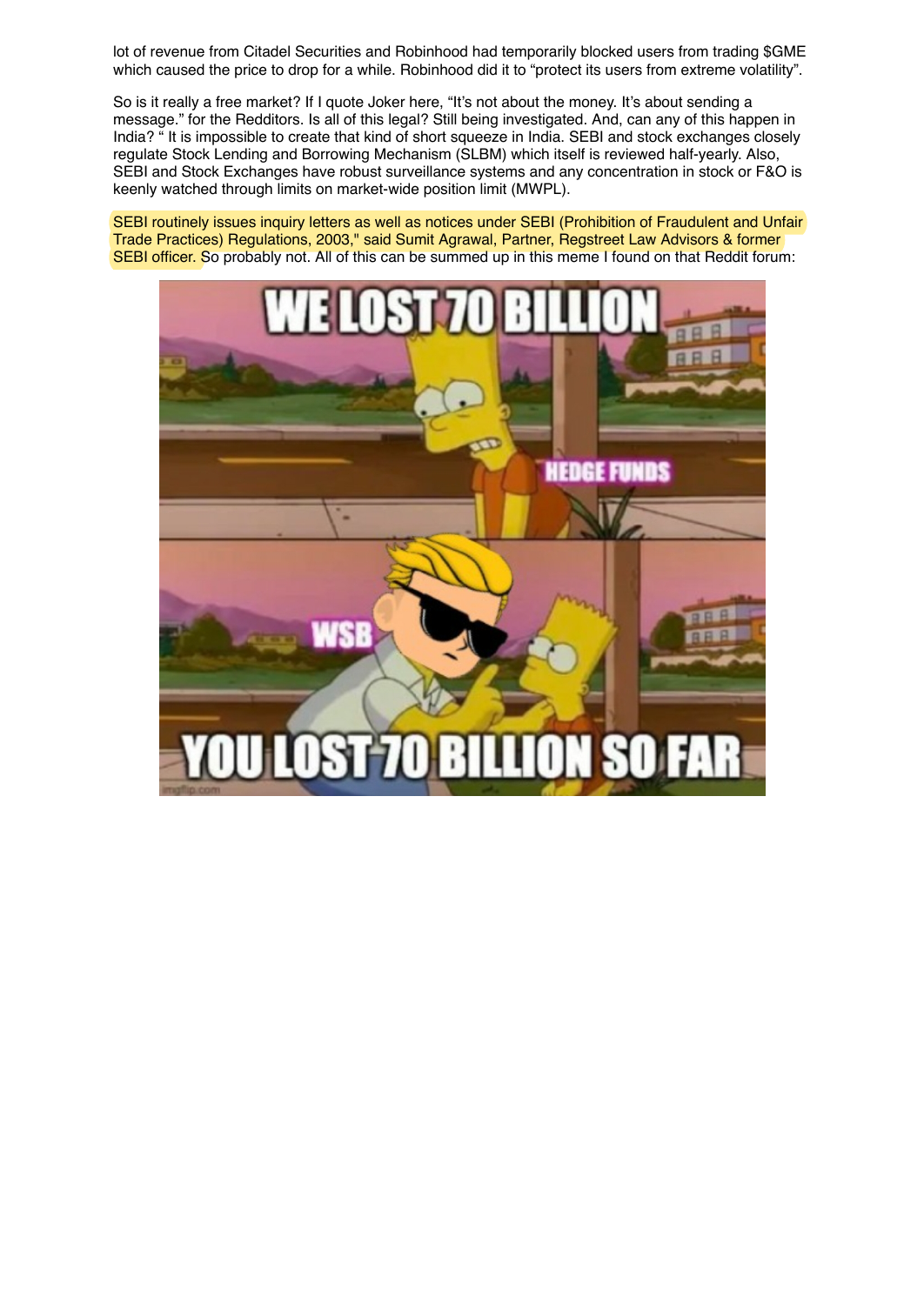lot of revenue from Citadel Securities and Robinhood had temporarily blocked users from trading $GME which caused the price to drop for a while. Robinhood did it to "protect its users from extreme volatility".

So is it really a free market? If I quote Joker here, "It's not about the money. It's about sending a message." for the Redditors. Is all of this legal? Still being investigated. And, can any of this happen in India? " It is impossible to create that kind of short squeeze in India. SEBI and stock exchanges closely regulate Stock Lending and Borrowing Mechanism (SLBM) which itself is reviewed half-yearly. Also, SEBI and Stock Exchanges have robust surveillance systems and any concentration in stock or F&O is keenly watched through limits on market-wide position limit (MWPL).

SEBI routinely issues inquiry letters as well as notices under SEBI (Prohibition of Fraudulent and Unfair Trade Practices) Regulations, 2003," said Sumit Agrawal, Partner, Regstreet Law Advisors & former SEBI officer. So probably not. All of this can be summed up in this meme I found on that Reddit forum: